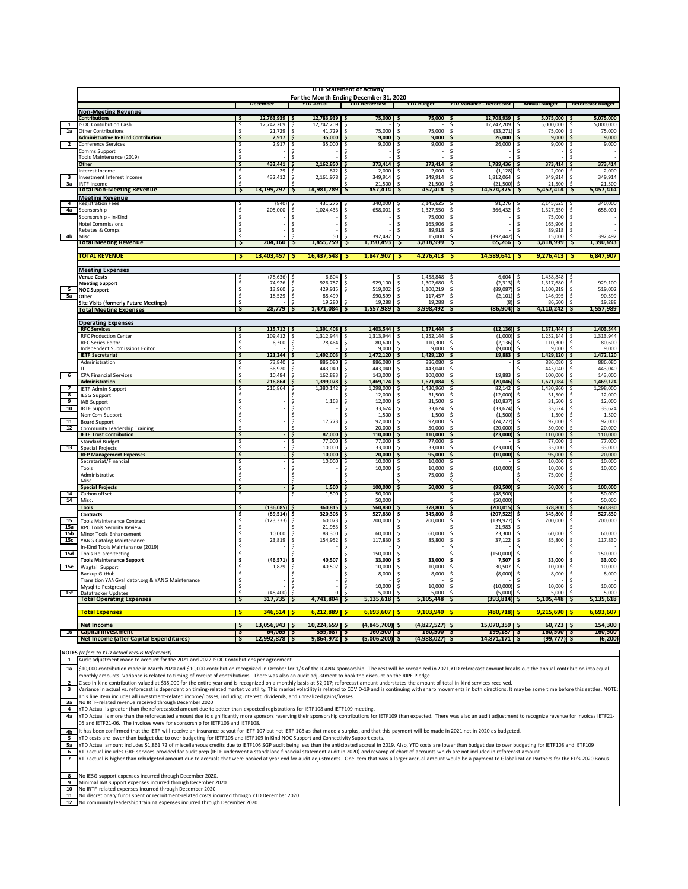# IETF Statement of Activity

## For the Month Ending December 31, 2020

| | | December | YTD Actual | YTD Reforecast | YTD Budget | YTD Variance - Reforecast | Annual Budget | Reforecast Budget |
|---|---|---|---|---|---|---|---|---|
| | **Non-Meeting Revenue** | | | | | | | |
| | **Contributions** | $ 12,763,939 | $ 12,783,939 | $ 75,000 | $ 75,000 | $ 12,708,939 | $ 5,075,000 | $ 5,075,000 |
| 1 | ISOC Contribution Cash | $ 12,742,209 | $ 12,742,209 | $ - | $ - | $ 12,742,209 | $ 5,000,000 | $ 5,000,000 |
| 1a | Other Contributions | $ 21,729 | $ 41,729 | $ 75,000 | $ 75,000 | $ (33,271) | $ 75,000 | $ 75,000 |
| | **Administrative In-Kind Contribution** | $ 2,917 | $ 35,000 | $ 9,000 | $ 9,000 | $ 26,000 | $ 9,000 | $ 9,000 |
| 2 | Conference Services | $ 2,917 | $ 35,000 | $ 9,000 | $ 9,000 | $ 26,000 | $ 9,000 | $ 9,000 |
| | Comms Support | $ - | $ - | $ - | $ - | $ - | $ - | $ - |
| | Tools Maintenance (2019) | $ - | $ - | $ - | $ - | $ - | $ - | $ - |
| | **Other** | $ 432,441 | $ 2,162,850 | $ 373,414 | $ 373,414 | $ 1,789,436 | $ 373,414 | $ 373,414 |
| | Interest Income | $ 29 | $ 872 | $ 2,000 | $ 2,000 | $ (1,128) | $ 2,000 | $ 2,000 |
| 3 | Investment Interest Income | $ 432,412 | $ 2,161,978 | $ 349,914 | $ 349,914 | $ 1,812,064 | $ 349,914 | $ 349,914 |
| 3a | IRTF Income | $ - | $ - | $ 21,500 | $ 21,500 | $ (21,500) | $ 21,500 | $ 21,500 |
| | **Total Non-Meeting Revenue** | $ 13,199,297 | $ 14,981,789 | $ 457,414 | $ 457,414 | $ 14,524,375 | $ 5,457,414 | $ 5,457,414 |
| | **Meeting Revenue** | | | | | | | |
| 4 | Registration Fees | $ (840) | $ 431,276 | $ 340,000 | $ 2,145,625 | $ 91,276 | $ 2,145,625 | $ 340,000 |
| 4a | Sponsorship | $ 205,000 | $ 1,024,433 | $ 658,001 | $ 1,327,550 | $ 366,432 | $ 1,327,550 | $ 658,001 |
| | Sponsorship - In-Kind | $ - | $ - | $ - | $ 75,000 | $ - | $ 75,000 | $ - |
| | Hotel Commissions | $ - | $ - | $ - | $ 165,906 | $ - | $ 165,906 | $ - |
| | Rebates & Comps | $ - | $ - | $ - | $ 89,918 | $ - | $ 89,918 | $ - |
| 4b | Misc | $ - | $ 50 | $ 392,492 | $ 15,000 | $ (392,442) | $ 15,000 | $ 392,492 |
| | **Total Meeting Revenue** | $ 204,160 | $ 1,455,759 | $ 1,390,493 | $ 3,818,999 | $ 65,266 | $ 3,818,999 | $ 1,390,493 |
| | **TOTAL REVENUE** | $ 13,403,457 | $ 16,437,548 | $ 1,847,907 | $ 4,276,413 | $ 14,589,641 | $ 9,276,413 | $ 6,847,907 |
| | **Meeting Expenses** | | | | | | | |
| | Venue Costs | $ (78,636) | $ 6,604 | $ - | $ 1,458,848 | $ 6,604 | $ 1,458,848 | $ - |
| | Meeting Support | $ 74,926 | $ 926,787 | $ 929,100 | $ 1,302,680 | $ (2,313) | $ 1,317,680 | $ 929,100 |
| 5 | NOC Support | $ 13,960 | $ 429,915 | $ 519,002 | $ 1,100,219 | $ (89,087) | $ 1,100,219 | $ 519,002 |
| 5a | Other | $ 18,529 | $ 88,499 | $ 90,599 | $ 117,457 | $ (2,101) | $ 146,995 | $ 90,599 |
| | Site Visits (formerly Future Meetings) | $ - | $ 19,280 | $ 19,288 | $ 19,288 | $ (8) | $ 86,500 | $ 19,288 |
| | **Total Meeting Expenses** | $ 28,779 | $ 1,471,084 | $ 1,557,989 | $ 3,998,492 | $ (86,904) | $ 4,110,242 | $ 1,557,989 |
| | **Operating Expenses** | | | | | | | |
| | **RFC Services** | $ 115,712 | $ 1,391,408 | $ 1,403,544 | $ 1,371,444 | $ (12,136) | $ 1,371,444 | $ 1,403,544 |
| | RFC Production Center | $ 109,412 | $ 1,312,944 | $ 1,313,944 | $ 1,252,144 | $ (1,000) | $ 1,252,144 | $ 1,313,944 |
| | RFC Series Editor | $ 6,300 | $ 78,464 | $ 80,600 | $ 110,300 | $ (2,136) | $ 110,300 | $ 80,600 |
| | Independent Submissions Editor | $ - | $ - | $ 9,000 | $ 9,000 | $ (9,000) | $ 9,000 | $ 9,000 |
| | **IETF Secretariat** | $ 121,244 | $ 1,492,003 | $ 1,472,120 | $ 1,429,120 | $ 19,883 | $ 1,429,120 | $ 1,472,120 |
| | Administration | $ 73,840 | $ 886,080 | $ 886,080 | $ 886,080 | $ - | $ 886,080 | $ 886,080 |
| | IT | $ 36,920 | $ 443,040 | $ 443,040 | $ 443,040 | $ - | $ 443,040 | $ 443,040 |
| 6 | CPA Financial Services | $ 10,484 | $ 162,883 | $ 143,000 | $ 100,000 | $ 19,883 | $ 100,000 | $ 143,000 |
| | **Administration** | $ 216,864 | $ 1,399,078 | $ 1,469,124 | $ 1,671,084 | $ (70,046) | $ 1,671,084 | $ 1,469,124 |
| 7 | IETF Admin Support | $ 216,864 | $ 1,380,142 | $ 1,298,000 | $ 1,430,960 | $ 82,142 | $ 1,430,960 | $ 1,298,000 |
| 8 | IESG Support | $ - | $ - | $ 12,000 | $ 31,500 | $ (12,000) | $ 31,500 | $ 12,000 |
| 9 | IAB Support | $ - | $ 1,163 | $ 12,000 | $ 31,500 | $ (10,837) | $ 31,500 | $ 12,000 |
| 10 | IRTF Support | $ - | $ - | $ 33,624 | $ 33,624 | $ (33,624) | $ 33,624 | $ 33,624 |
| | NomCom Support | $ - | $ - | $ 1,500 | $ 1,500 | $ (1,500) | $ 1,500 | $ 1,500 |
| 11 | Board Support | $ - | $ 17,773 | $ 92,000 | $ 92,000 | $ (74,227) | $ 92,000 | $ 92,000 |
| 12 | Community Leadership Training | $ - | $ - | $ 20,000 | $ 50,000 | $ (20,000) | $ 50,000 | $ 20,000 |
| | **IETF Trust Contribution** | $ - | $ 87,000 | $ 110,000 | $ 110,000 | $ (23,000) | $ 110,000 | $ 110,000 |
| | Standard Budget | $ - | $ 77,000 | $ 77,000 | $ 77,000 | $ - | $ 77,000 | $ 77,000 |
| 13 | Special Projects | $ - | $ 10,000 | $ 33,000 | $ 33,000 | $ (23,000) | $ 33,000 | $ 33,000 |
| | **RFP Management Expenses** | $ - | $ 10,000 | $ 20,000 | $ 95,000 | $ (10,000) | $ 95,000 | $ 20,000 |
| | Secretariat/Financial | $ - | $ 10,000 | $ 10,000 | $ 10,000 | $ - | $ 10,000 | $ 10,000 |
| | Tools | $ - | $ - | $ 10,000 | $ 10,000 | $ (10,000) | $ 10,000 | $ 10,000 |
| | Administrative | $ - | $ - | $ - | $ 75,000 | $ - | $ 75,000 | $ - |
| | Misc. | $ - | $ - | $ - | | $ - | $ - | |
| | **Special Projects** | $ - | $ 1,500 | $ 100,000 | $ 50,000 | $ (98,500) | $ 50,000 | $ 100,000 |
| 14 | Carbon offset | $ - | $ 1,500 | $ 50,000 | | $ (48,500) | | $ 50,000 |
| 14 | Misc. | | | $ 50,000 | | $ (50,000) | | $ 50,000 |
| | **Tools** | $ (136,085) | $ 360,815 | $ 560,830 | $ 378,800 | $ (200,015) | $ 378,800 | $ 560,830 |
| | **Contracts** | $ (89,514) | $ 320,308 | $ 527,830 | $ 345,800 | $ (207,522) | $ 345,800 | $ 527,830 |
| 15 | Tools Maintenance Contract | $ (123,333) | $ 60,073 | $ 200,000 | $ 200,000 | $ (139,927) | $ 200,000 | $ 200,000 |
| 15a | RPC Tools Security Review | $ - | $ 21,983 | $ - | $ - | $ 21,983 | $ - | $ - |
| 15b | Minor Tools Enhancement | $ 10,000 | $ 83,300 | $ 60,000 | $ 60,000 | $ 23,300 | $ 60,000 | $ 60,000 |
| 15c | YANG Catalog Maintenance | $ 23,819 | $ 154,952 | $ 117,830 | $ 85,800 | $ 37,122 | $ 85,800 | $ 117,830 |
| | In-Kind Tools Maintenance (2019) | $ - | $ - | $ - | $ - | $ - | $ - | $ - |
| 15d | Tools Re-architecting | $ - | $ - | $ 150,000 | $ - | $ (150,000) | $ - | $ 150,000 |
| | **Tools Maintenance Support** | $ (46,571) | $ 40,507 | $ 33,000 | $ 33,000 | $ 7,507 | $ 33,000 | $ 33,000 |
| 15e | Wagtail Support | $ 1,829 | $ 40,507 | $ 10,000 | $ 10,000 | $ 30,507 | $ 10,000 | $ 10,000 |
| | Backup GitHub | $ - | $ - | $ 8,000 | $ 8,000 | $ (8,000) | $ 8,000 | $ 8,000 |
| | Transition YANGvalidator.org & YANG Maintenance | $ - | $ - | $ - | $ - | $ - | $ - | $ - |
| | Mysql to Postgresql | $ - | $ - | $ 10,000 | $ 10,000 | $ (10,000) | $ 10,000 | $ 10,000 |
| 15f | Datatracker Updates | $ (48,400) | $ 0 | $ 5,000 | $ 5,000 | $ (5,000) | $ 5,000 | $ 5,000 |
| | **Total Operating Expenses** | $ 317,735 | $ 4,741,804 | $ 5,135,618 | $ 5,105,448 | $ (393,814) | $ 5,105,448 | $ 5,135,618 |
| | **Total Expenses** | $ 346,514 | $ 6,212,889 | $ 6,693,607 | $ 9,103,940 | $ (480,718) | $ 9,215,690 | $ 6,693,607 |
| | **Net Income** | $ 13,056,943 | $ 10,224,659 | $ (4,845,700) | $ (4,827,527) | $ 15,070,359 | $ 60,723 | $ 154,300 |
| 16 | **Capital Investment** | $ 64,065 | $ 359,687 | $ 160,500 | $ 160,500 | $ 199,187 | $ 160,500 | $ 160,500 |
| | **Net Income (after Capital Expenditures)** | $ 12,992,878 | $ 9,864,972 | $ (5,006,200) | $ (4,988,027) | $ 14,871,171 | $ (99,777) | $ (6,200) |

**NOTES** *(refers to YTD Actual versus Reforecast)*

| | |
|---|---|
| 1 | Audit adjustment made to account for the 2021 and 2022 ISOC Contributions per agreement. |
| 1a | $10,000 contribution made in March 2020 and $10,000 contribution recognized in October for 1/3 of the ICANN sponsorship. The rest will be recognized in 2021;YTD reforecast amount breaks out the annual contribution into equal monthly amounts. Variance is related to timing of receipt of contributions. There was also an audit adjustment to book the discount on the RIPE Pledge |
| 2 | Cisco in-kind contribution valued at $35,000 for the entire year and is recognized on a monthly basis at $2,917; reforecast amount understates the amount of total in-kind services received. |
| 3 | Variance in actual vs. reforecast is dependent on timing-related market volatility. This market volatility is related to COVID-19 and is continuing with sharp movements in both directions. It may be some time before this settles. NOTE: This line item includes all investment-related income/losses, including interest, dividends, and unrealized gains/losses. |
| 3a | No IRTF-related revenue received through December 2020. |
| 4 | YTD Actual is greater than the reforecasted amount due to better-than-expected registrations for IETF108 and IETF109 meeting. |
| 4a | YTD Actual is more than the reforecasted amount due to significantly more sponsors reserving their sponsorship contributions for IETF109 than expected. There was also an audit adjustment to recognize revenue for invoices IETF21-05 and IETF21-06. The invoices were for sponsorship for IETF106 and IETF108. |
| 4b | It has been confirmed that the IETF will receive an insurance payout for IETF 107 but not IETF 108 as that made a surplus, and that this payment will be made in 2021 not in 2020 as budgeted. |
| 5 | YTD costs are lower than budget due to over budgeting for IETF108 and IETF109 In Kind NOC Support and Connectivity Support costs. |
| 5a | YTD Actual amount includes $1,861.72 of miscellaneous credits due to IETF106 SGP audit being less than the anticipated accrual in 2019. Also, YTD costs are lower than budget due to over budgeting for IETF108 and IETF109 |
| 6 | YTD actual includes GRF services provided for audit prep (IETF underwent a standalone financial statement audit in 2020) and revamp of chart of accounts which are not included in reforecast amount. |
| 7 | YTD actual is higher than rebudgeted amount due to accruals that were booked at year end for audit adjustments. One item that was a larger accrual amount would be a payment to Globalization Partners for the ED's 2020 Bonus. |
| 8 | No IESG support expenses incurred through December 2020. |
| 9 | Minimal IAB support expenses incurred through December 2020. |
| 10 | No IRTF-related expenses incurred through December 2020 |
| 11 | No discretionary funds spent or recruitment-related costs incurred through YTD December 2020. |
| 12 | No community leadership training expenses incurred through December 2020. |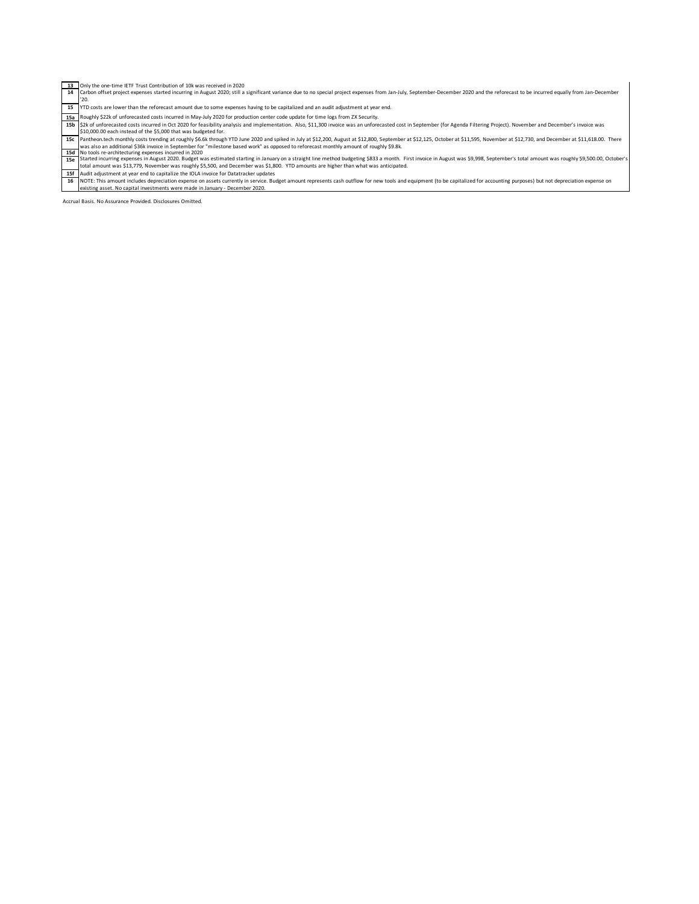| | |
|---|---|
| 13 | Only the one-time IETF Trust Contribution of 10k was received in 2020 |
| 14 | Carbon offset project expenses started incurring in August 2020; still a significant variance due to no special project expenses from Jan-July, September-December 2020 and the reforecast to be incurred equally from Jan-December '20. |
| 15 | YTD costs are lower than the reforecast amount due to some expenses having to be capitalized and an audit adjustment at year end. |
| 15a | Roughly $22k of unforecasted costs incurred in May-July 2020 for production center code update for time logs from ZX Security. |
| 15b | $2k of unforecasted costs incurred in Oct 2020 for feasibility analysis and implementation. Also, $11,300 invoice was an unforecasted cost in September (for Agenda Filtering Project). November and December's invoice was $10,000.00 each instead of the $5,000 that was budgeted for. |
| 15c | Pantheon.tech monthly costs trending at roughly $6.6k through YTD June 2020 and spiked in July at $12,200, August at $12,800, September at $12,125, October at $11,595, November at $12,730, and December at $11,618.00. There was also an additional $36k invoice in September for "milestone based work" as opposed to reforecast monthly amount of roughly $9.8k. |
| 15d | No tools re-architecturing expenses incurred in 2020 |
| 15e | Started incurring expenses in August 2020. Budget was estimated starting in January on a straight line method budgeting $833 a month. First invoice in August was $9,998, September's total amount was roughly $9,500.00, October's total amount was $13,779, November was roughly $5,500, and December was $1,800. YTD amounts are higher than what was anticipated. |
| 15f | Audit adjustment at year end to capitalize the IOLA invoice for Datatracker updates |
| 16 | NOTE: This amount includes depreciation expense on assets currently in service. Budget amount represents cash outflow for new tools and equipment (to be capitalized for accounting purposes) but not depreciation expense on existing asset. No capital investments were made in January - December 2020. |

Accrual Basis. No Assurance Provided. Disclosures Omitted.